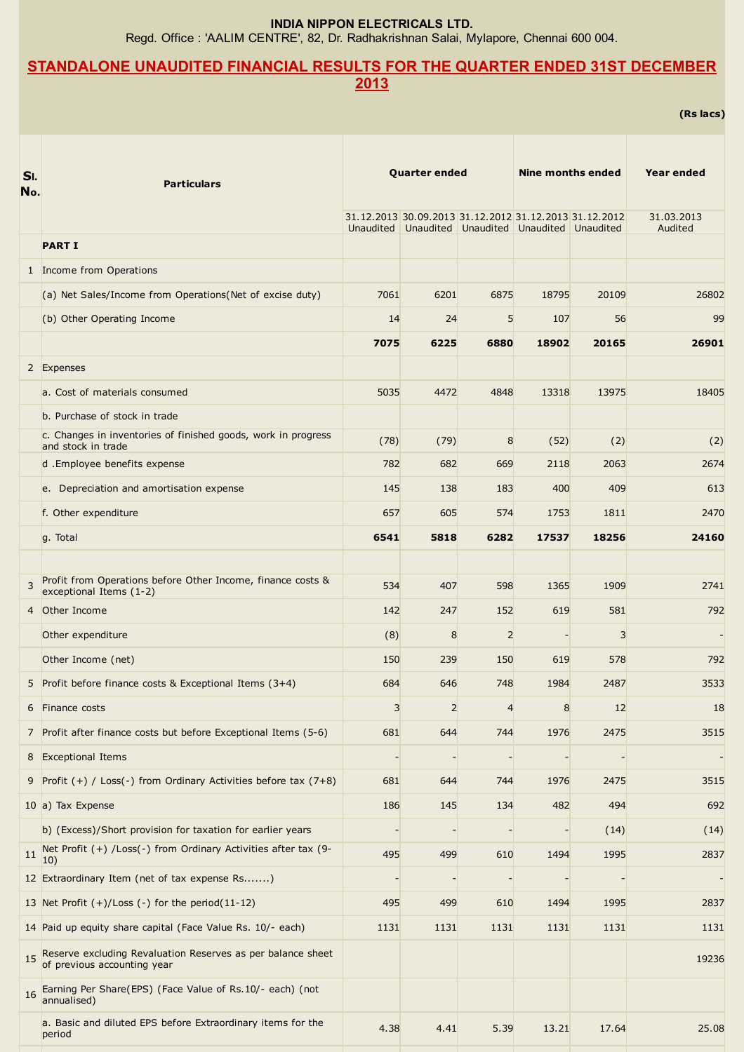**INDIA NIPPON ELECTRICALS LTD.**

Regd. Office : 'AALIM CENTRE', 82, Dr. Radhakrishnan Salai, Mylapore, Chennai 600 004.

## STANDALONE UNAUDITED FINANCIAL RESULTS FOR THE QUARTER ENDED 31ST DECEMBER 2013

**(Rs lacs)**

| Sl. No. | Particulars | Quarter ended | | | Nine months ended | | Year ended |
|---|---|---|---|---|---|---|---|
| | | 31.12.2013 Unaudited | 30.09.2013 Unaudited | 31.12.2012 Unaudited | 31.12.2013 Unaudited | 31.12.2012 Unaudited | 31.03.2013 Audited |
| | **PART I** | | | | | | |
| 1 | Income from Operations | | | | | | |
| | (a) Net Sales/Income from Operations(Net of excise duty) | 7061 | 6201 | 6875 | 18795 | 20109 | 26802 |
| | (b) Other Operating Income | 14 | 24 | 5 | 107 | 56 | 99 |
| | | **7075** | **6225** | **6880** | **18902** | **20165** | **26901** |
| 2 | Expenses | | | | | | |
| | a. Cost of materials consumed | 5035 | 4472 | 4848 | 13318 | 13975 | 18405 |
| | b. Purchase of stock in trade | | | | | | |
| | c. Changes in inventories of finished goods, work in progress and stock in trade | (78) | (79) | 8 | (52) | (2) | (2) |
| | d .Employee benefits expense | 782 | 682 | 669 | 2118 | 2063 | 2674 |
| | e. Depreciation and amortisation expense | 145 | 138 | 183 | 400 | 409 | 613 |
| | f. Other expenditure | 657 | 605 | 574 | 1753 | 1811 | 2470 |
| | g. Total | **6541** | **5818** | **6282** | **17537** | **18256** | **24160** |
| | | | | | | | |
| 3 | Profit from Operations before Other Income, finance costs & exceptional Items (1-2) | 534 | 407 | 598 | 1365 | 1909 | 2741 |
| 4 | Other Income | 142 | 247 | 152 | 619 | 581 | 792 |
| | Other expenditure | (8) | 8 | 2 | - | 3 | - |
| | Other Income (net) | 150 | 239 | 150 | 619 | 578 | 792 |
| 5 | Profit before finance costs & Exceptional Items (3+4) | 684 | 646 | 748 | 1984 | 2487 | 3533 |
| 6 | Finance costs | 3 | 2 | 4 | 8 | 12 | 18 |
| 7 | Profit after finance costs but before Exceptional Items (5-6) | 681 | 644 | 744 | 1976 | 2475 | 3515 |
| 8 | Exceptional Items | - | - | - | - | - | - |
| 9 | Profit (+) / Loss(-) from Ordinary Activities before tax (7+8) | 681 | 644 | 744 | 1976 | 2475 | 3515 |
| 10 | a) Tax Expense | 186 | 145 | 134 | 482 | 494 | 692 |
| | b) (Excess)/Short provision for taxation for earlier years | - | - | - | - | (14) | (14) |
| 11 | Net Profit (+) /Loss(-) from Ordinary Activities after tax (9-10) | 495 | 499 | 610 | 1494 | 1995 | 2837 |
| 12 | Extraordinary Item (net of tax expense Rs.......) | - | - | - | - | - | - |
| 13 | Net Profit (+)/Loss (-) for the period(11-12) | 495 | 499 | 610 | 1494 | 1995 | 2837 |
| 14 | Paid up equity share capital (Face Value Rs. 10/- each) | 1131 | 1131 | 1131 | 1131 | 1131 | 1131 |
| 15 | Reserve excluding Revaluation Reserves as per balance sheet of previous accounting year | | | | | | 19236 |
| 16 | Earning Per Share(EPS) (Face Value of Rs.10/- each) (not annualised) | | | | | | |
| | a. Basic and diluted EPS before Extraordinary items for the period | 4.38 | 4.41 | 5.39 | 13.21 | 17.64 | 25.08 |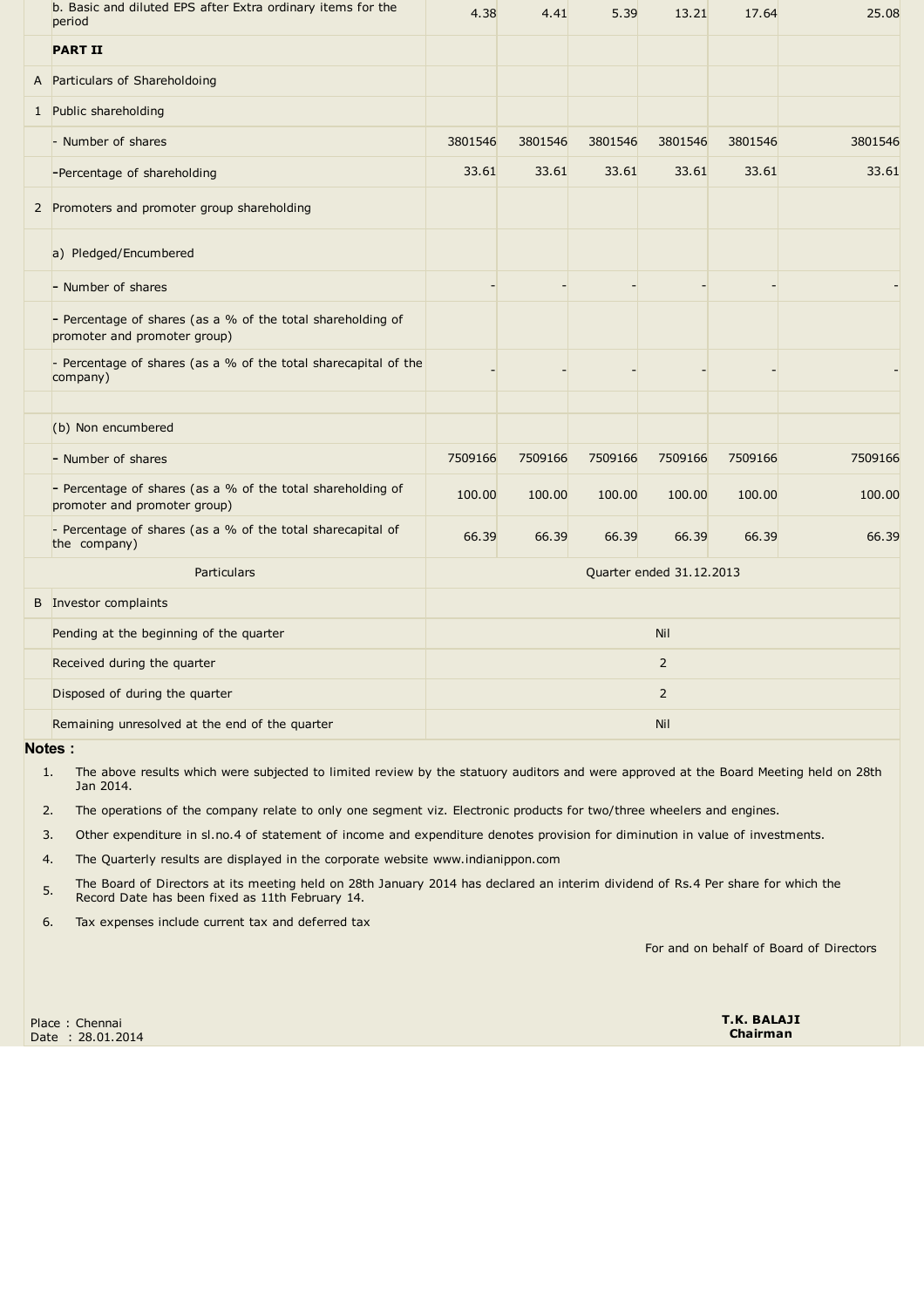| | | | | | | | |
|---|---|---|---|---|---|---|---|
| | b. Basic and diluted EPS after Extra ordinary items for the period | 4.38 | 4.41 | 5.39 | 13.21 | 17.64 | 25.08 |
| | **PART II** | | | | | | |
| A | Particulars of Shareholdoing | | | | | | |
| 1 | Public shareholding | | | | | | |
| | - Number of shares | 3801546 | 3801546 | 3801546 | 3801546 | 3801546 | 3801546 |
| | -Percentage of shareholding | 33.61 | 33.61 | 33.61 | 33.61 | 33.61 | 33.61 |
| 2 | Promoters and promoter group shareholding | | | | | | |
| | a) Pledged/Encumbered | | | | | | |
| | - Number of shares | - | - | - | - | - | - |
| | - Percentage of shares (as a % of the total shareholding of promoter and promoter group) | | | | | | |
| | - Percentage of shares (as a % of the total sharecapital of the company) | - | - | - | - | - | - |
| | | | | | | | |
| | (b) Non encumbered | | | | | | |
| | - Number of shares | 7509166 | 7509166 | 7509166 | 7509166 | 7509166 | 7509166 |
| | - Percentage of shares (as a % of the total shareholding of promoter and promoter group) | 100.00 | 100.00 | 100.00 | 100.00 | 100.00 | 100.00 |
| | - Percentage of shares (as a % of the total sharecapital of the company) | 66.39 | 66.39 | 66.39 | 66.39 | 66.39 | 66.39 |

| | Particulars | Quarter ended 31.12.2013 |
|---|---|---|
| B | Investor complaints | |
| | Pending at the beginning of the quarter | Nil |
| | Received during the quarter | 2 |
| | Disposed of during the quarter | 2 |
| | Remaining unresolved at the end of the quarter | Nil |

**Notes :**

1. The above results which were subjected to limited review by the statuory auditors and were approved at the Board Meeting held on 28th Jan 2014.
2. The operations of the company relate to only one segment viz. Electronic products for two/three wheelers and engines.
3. Other expenditure in sl.no.4 of statement of income and expenditure denotes provision for diminution in value of investments.
4. The Quarterly results are displayed in the corporate website www.indianippon.com
5. The Board of Directors at its meeting held on 28th January 2014 has declared an interim dividend of Rs.4 Per share for which the Record Date has been fixed as 11th February 14.
6. Tax expenses include current tax and deferred tax

For and on behalf of Board of Directors

Place : Chennai
Date : 28.01.2014

**T.K. BALAJI**
**Chairman**